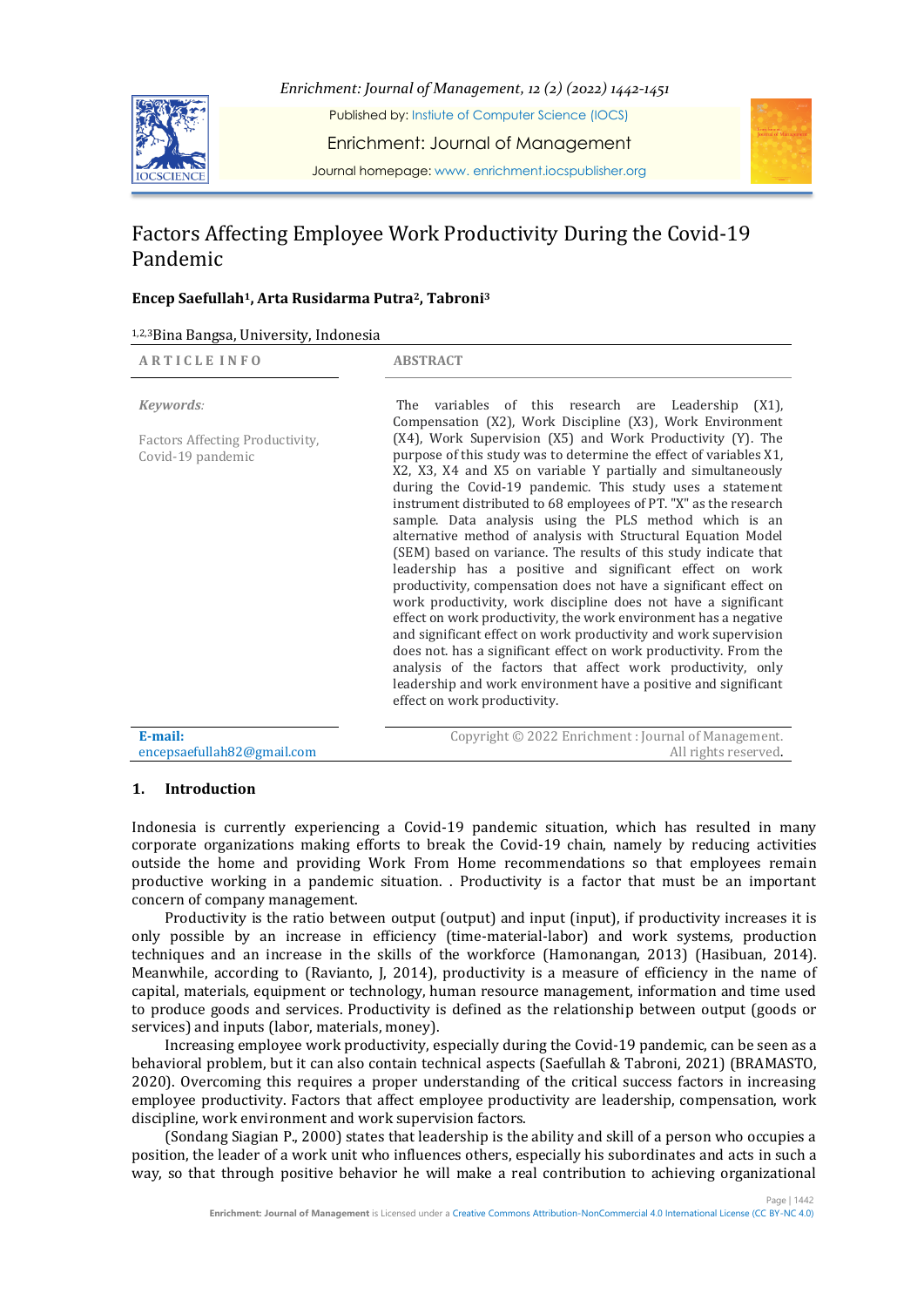# Factors Affecting Employee Work Productivity During the Covid-19 Pandemic

**Encep Saefullah[1], Arta Rusidarma Putra[2], Tabroni[3]**

[1,2,3]Bina Bangsa, University, Indonesia

| ARTICLE INFO | ABSTRACT |
|---|---|
| *Keywords:* Factors Affecting Productivity, Covid-19 pandemic | The variables of this research are Leadership (X1), Compensation (X2), Work Discipline (X3), Work Environment (X4), Work Supervision (X5) and Work Productivity (Y). The purpose of this study was to determine the effect of variables X1, X2, X3, X4 and X5 on variable Y partially and simultaneously during the Covid-19 pandemic. This study uses a statement instrument distributed to 68 employees of PT. "X" as the research sample. Data analysis using the PLS method which is an alternative method of analysis with Structural Equation Model (SEM) based on variance. The results of this study indicate that leadership has a positive and significant effect on work productivity, compensation does not have a significant effect on work productivity, work discipline does not have a significant effect on work productivity, the work environment has a negative and significant effect on work productivity and work supervision does not. has a significant effect on work productivity. From the analysis of the factors that affect work productivity, only leadership and work environment have a positive and significant effect on work productivity. |
| **E-mail:** encepsaefullah82@gmail.com | Copyright © 2022 Enrichment : Journal of Management. All rights reserved. |

## 1. Introduction

Indonesia is currently experiencing a Covid-19 pandemic situation, which has resulted in many corporate organizations making efforts to break the Covid-19 chain, namely by reducing activities outside the home and providing Work From Home recommendations so that employees remain productive working in a pandemic situation. . Productivity is a factor that must be an important concern of company management.

Productivity is the ratio between output (output) and input (input), if productivity increases it is only possible by an increase in efficiency (time-material-labor) and work systems, production techniques and an increase in the skills of the workforce (Hamonangan, 2013) (Hasibuan, 2014). Meanwhile, according to (Ravianto, J, 2014), productivity is a measure of efficiency in the name of capital, materials, equipment or technology, human resource management, information and time used to produce goods and services. Productivity is defined as the relationship between output (goods or services) and inputs (labor, materials, money).

Increasing employee work productivity, especially during the Covid-19 pandemic, can be seen as a behavioral problem, but it can also contain technical aspects (Saefullah & Tabroni, 2021) (BRAMASTO, 2020). Overcoming this requires a proper understanding of the critical success factors in increasing employee productivity. Factors that affect employee productivity are leadership, compensation, work discipline, work environment and work supervision factors.

(Sondang Siagian P., 2000) states that leadership is the ability and skill of a person who occupies a position, the leader of a work unit who influences others, especially his subordinates and acts in such a way, so that through positive behavior he will make a real contribution to achieving organizational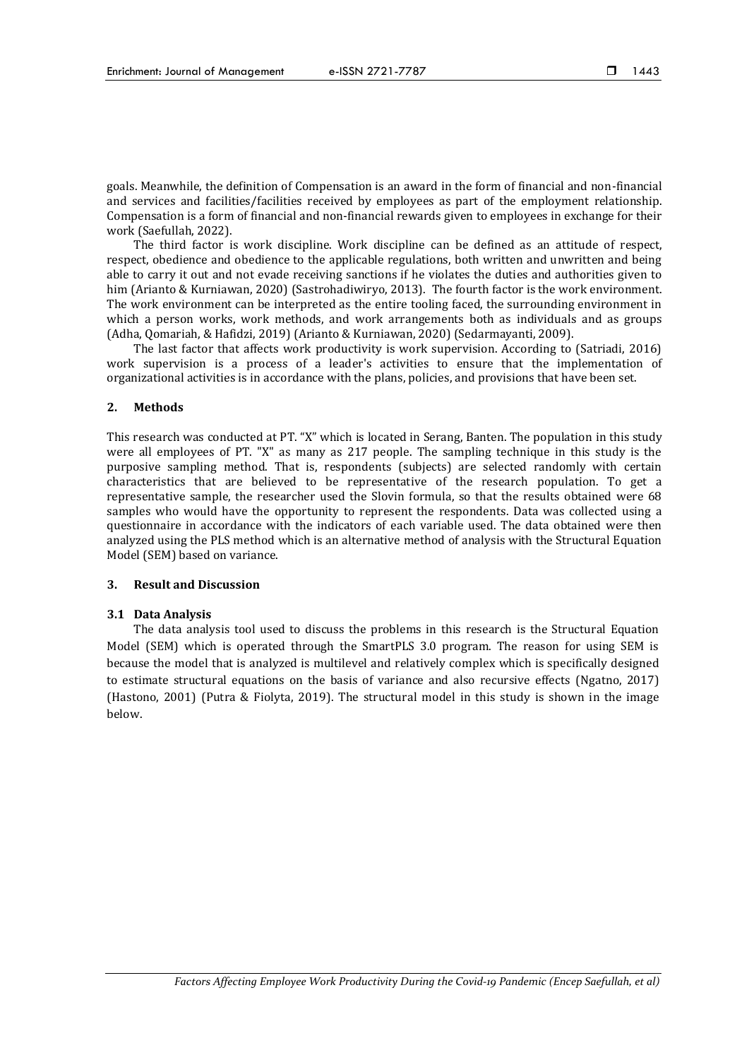goals. Meanwhile, the definition of Compensation is an award in the form of financial and non-financial and services and facilities/facilities received by employees as part of the employment relationship. Compensation is a form of financial and non-financial rewards given to employees in exchange for their work (Saefullah, 2022).

The third factor is work discipline. Work discipline can be defined as an attitude of respect, respect, obedience and obedience to the applicable regulations, both written and unwritten and being able to carry it out and not evade receiving sanctions if he violates the duties and authorities given to him (Arianto & Kurniawan, 2020) (Sastrohadiwiryo, 2013). The fourth factor is the work environment. The work environment can be interpreted as the entire tooling faced, the surrounding environment in which a person works, work methods, and work arrangements both as individuals and as groups (Adha, Qomariah, & Hafidzi, 2019) (Arianto & Kurniawan, 2020) (Sedarmayanti, 2009).

The last factor that affects work productivity is work supervision. According to (Satriadi, 2016) work supervision is a process of a leader's activities to ensure that the implementation of organizational activities is in accordance with the plans, policies, and provisions that have been set.

## 2. Methods

This research was conducted at PT. "X" which is located in Serang, Banten. The population in this study were all employees of PT. "X" as many as 217 people. The sampling technique in this study is the purposive sampling method. That is, respondents (subjects) are selected randomly with certain characteristics that are believed to be representative of the research population. To get a representative sample, the researcher used the Slovin formula, so that the results obtained were 68 samples who would have the opportunity to represent the respondents. Data was collected using a questionnaire in accordance with the indicators of each variable used. The data obtained were then analyzed using the PLS method which is an alternative method of analysis with the Structural Equation Model (SEM) based on variance.

## 3. Result and Discussion

### 3.1 Data Analysis

The data analysis tool used to discuss the problems in this research is the Structural Equation Model (SEM) which is operated through the SmartPLS 3.0 program. The reason for using SEM is because the model that is analyzed is multilevel and relatively complex which is specifically designed to estimate structural equations on the basis of variance and also recursive effects (Ngatno, 2017) (Hastono, 2001) (Putra & Fiolyta, 2019). The structural model in this study is shown in the image below.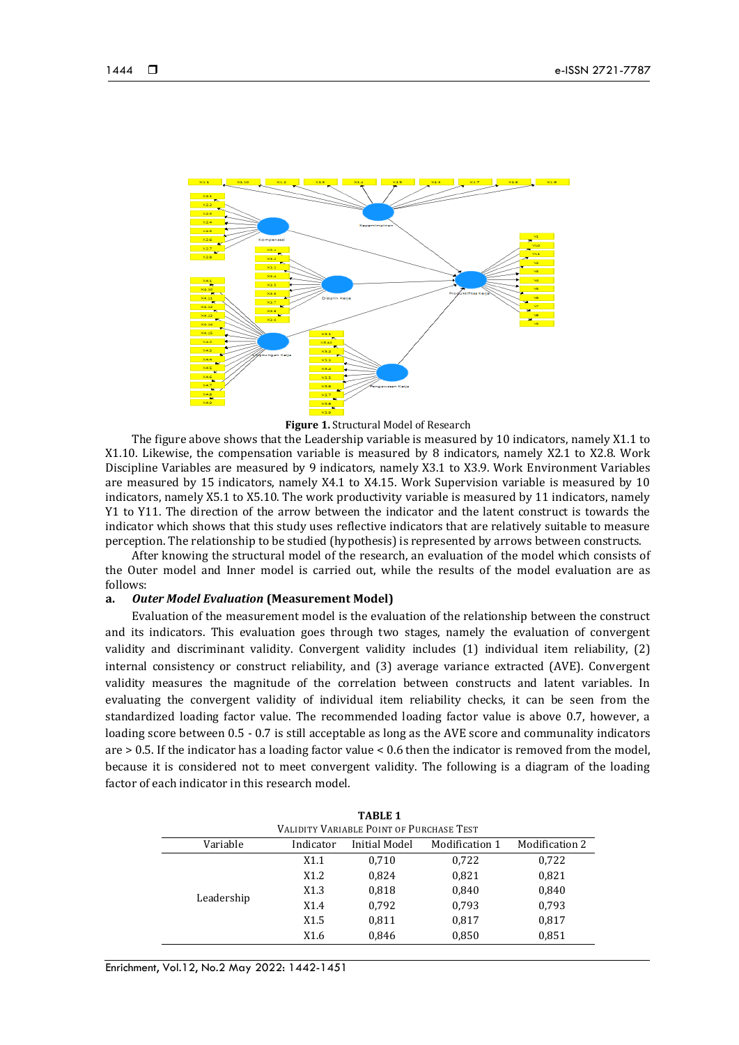**Figure 1.** Structural Model of Research

The figure above shows that the Leadership variable is measured by 10 indicators, namely X1.1 to X1.10. Likewise, the compensation variable is measured by 8 indicators, namely X2.1 to X2.8. Work Discipline Variables are measured by 9 indicators, namely X3.1 to X3.9. Work Environment Variables are measured by 15 indicators, namely X4.1 to X4.15. Work Supervision variable is measured by 10 indicators, namely X5.1 to X5.10. The work productivity variable is measured by 11 indicators, namely Y1 to Y11. The direction of the arrow between the indicator and the latent construct is towards the indicator which shows that this study uses reflective indicators that are relatively suitable to measure perception. The relationship to be studied (hypothesis) is represented by arrows between constructs.

After knowing the structural model of the research, an evaluation of the model which consists of the Outer model and Inner model is carried out, while the results of the model evaluation are as follows:

**a. *Outer Model Evaluation* (Measurement Model)**

Evaluation of the measurement model is the evaluation of the relationship between the construct and its indicators. This evaluation goes through two stages, namely the evaluation of convergent validity and discriminant validity. Convergent validity includes (1) individual item reliability, (2) internal consistency or construct reliability, and (3) average variance extracted (AVE). Convergent validity measures the magnitude of the correlation between constructs and latent variables. In evaluating the convergent validity of individual item reliability checks, it can be seen from the standardized loading factor value. The recommended loading factor value is above 0.7, however, a loading score between 0.5 - 0.7 is still acceptable as long as the AVE score and communality indicators are > 0.5. If the indicator has a loading factor value < 0.6 then the indicator is removed from the model, because it is considered not to meet convergent validity. The following is a diagram of the loading factor of each indicator in this research model.

**TABLE 1**
VALIDITY VARIABLE POINT OF PURCHASE TEST

| Variable | Indicator | Initial Model | Modification 1 | Modification 2 |
|---|---|---|---|---|
| Leadership | X1.1 | 0,710 | 0,722 | 0,722 |
| | X1.2 | 0,824 | 0,821 | 0,821 |
| | X1.3 | 0,818 | 0,840 | 0,840 |
| | X1.4 | 0,792 | 0,793 | 0,793 |
| | X1.5 | 0,811 | 0,817 | 0,817 |
| | X1.6 | 0,846 | 0,850 | 0,851 |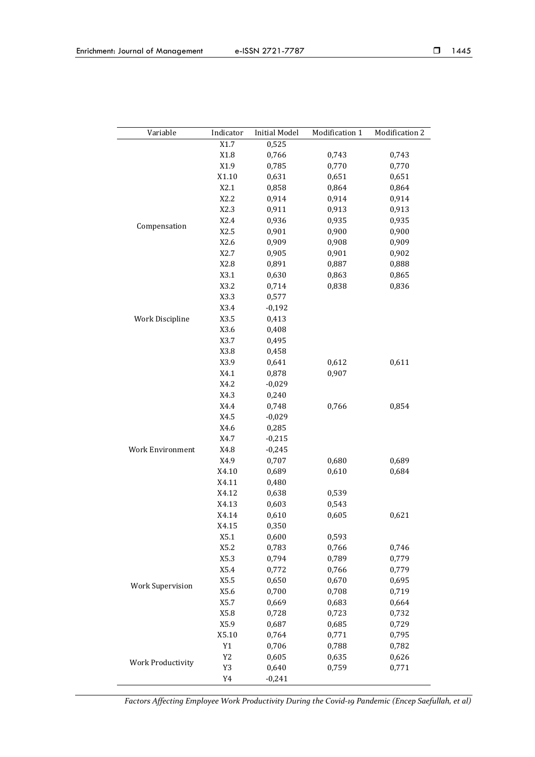| Variable | Indicator | Initial Model | Modification 1 | Modification 2 |
|---|---|---|---|---|
| Compensation | X1.7 | 0,525 | | |
| | X1.8 | 0,766 | 0,743 | 0,743 |
| | X1.9 | 0,785 | 0,770 | 0,770 |
| | X1.10 | 0,631 | 0,651 | 0,651 |
| | X2.1 | 0,858 | 0,864 | 0,864 |
| | X2.2 | 0,914 | 0,914 | 0,914 |
| | X2.3 | 0,911 | 0,913 | 0,913 |
| | X2.4 | 0,936 | 0,935 | 0,935 |
| | X2.5 | 0,901 | 0,900 | 0,900 |
| | X2.6 | 0,909 | 0,908 | 0,909 |
| | X2.7 | 0,905 | 0,901 | 0,902 |
| | X2.8 | 0,891 | 0,887 | 0,888 |
| Work Discipline | X3.1 | 0,630 | 0,863 | 0,865 |
| | X3.2 | 0,714 | 0,838 | 0,836 |
| | X3.3 | 0,577 | | |
| | X3.4 | -0,192 | | |
| | X3.5 | 0,413 | | |
| | X3.6 | 0,408 | | |
| | X3.7 | 0,495 | | |
| | X3.8 | 0,458 | | |
| | X3.9 | 0,641 | 0,612 | 0,611 |
| Work Environment | X4.1 | 0,878 | 0,907 | |
| | X4.2 | -0,029 | | |
| | X4.3 | 0,240 | | |
| | X4.4 | 0,748 | 0,766 | 0,854 |
| | X4.5 | -0,029 | | |
| | X4.6 | 0,285 | | |
| | X4.7 | -0,215 | | |
| | X4.8 | -0,245 | | |
| | X4.9 | 0,707 | 0,680 | 0,689 |
| | X4.10 | 0,689 | 0,610 | 0,684 |
| | X4.11 | 0,480 | | |
| | X4.12 | 0,638 | 0,539 | |
| | X4.13 | 0,603 | 0,543 | |
| | X4.14 | 0,610 | 0,605 | 0,621 |
| | X4.15 | 0,350 | | |
| Work Supervision | X5.1 | 0,600 | 0,593 | |
| | X5.2 | 0,783 | 0,766 | 0,746 |
| | X5.3 | 0,794 | 0,789 | 0,779 |
| | X5.4 | 0,772 | 0,766 | 0,779 |
| | X5.5 | 0,650 | 0,670 | 0,695 |
| | X5.6 | 0,700 | 0,708 | 0,719 |
| | X5.7 | 0,669 | 0,683 | 0,664 |
| | X5.8 | 0,728 | 0,723 | 0,732 |
| | X5.9 | 0,687 | 0,685 | 0,729 |
| | X5.10 | 0,764 | 0,771 | 0,795 |
| Work Productivity | Y1 | 0,706 | 0,788 | 0,782 |
| | Y2 | 0,605 | 0,635 | 0,626 |
| | Y3 | 0,640 | 0,759 | 0,771 |
| | Y4 | -0,241 | | |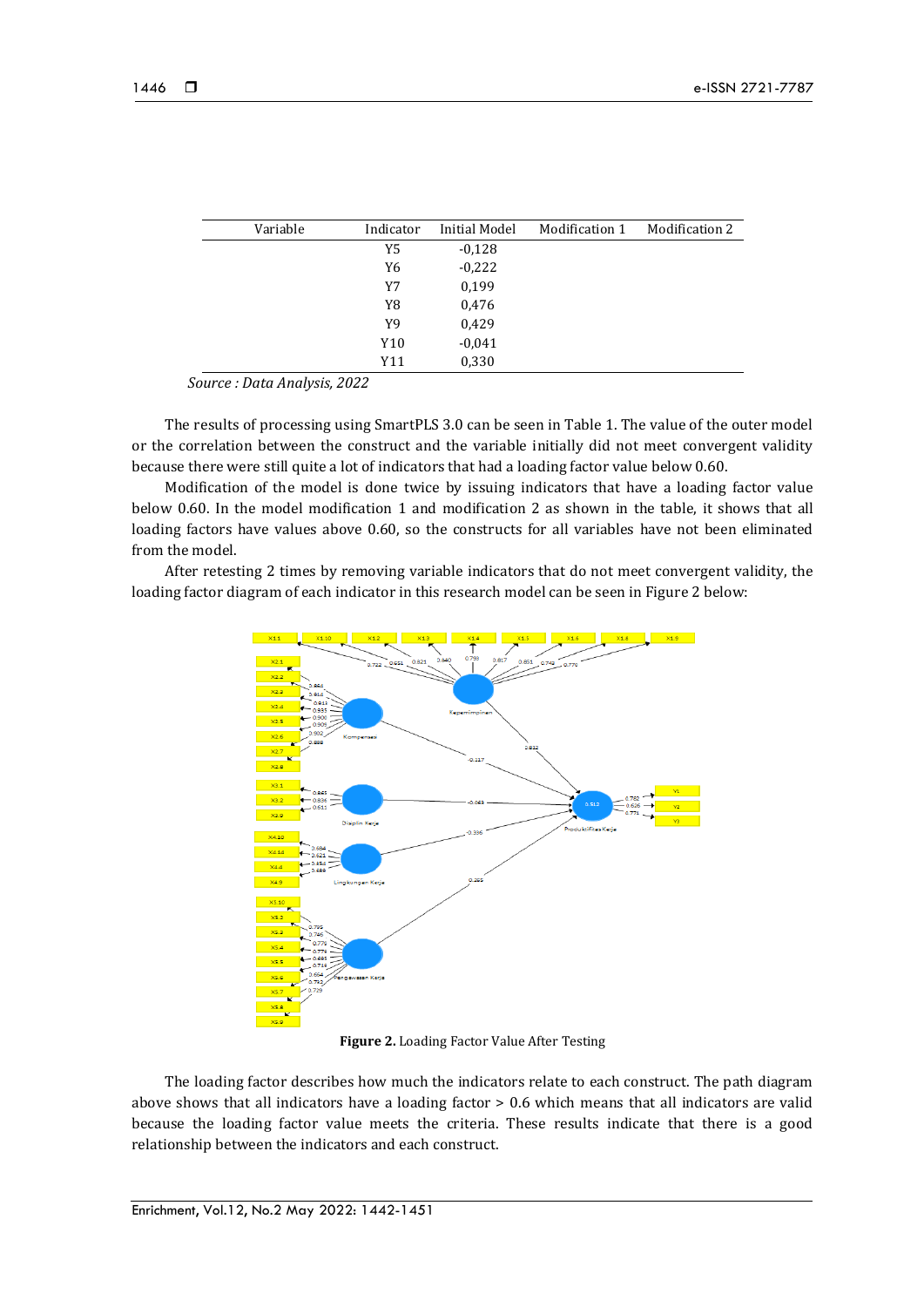| Variable | Indicator | Initial Model | Modification 1 | Modification 2 |
|---|---|---|---|---|
| | Y5 | -0,128 | | |
| | Y6 | -0,222 | | |
| | Y7 | 0,199 | | |
| | Y8 | 0,476 | | |
| | Y9 | 0,429 | | |
| | Y10 | -0,041 | | |
| | Y11 | 0,330 | | |

*Source : Data Analysis, 2022*

The results of processing using SmartPLS 3.0 can be seen in Table 1. The value of the outer model or the correlation between the construct and the variable initially did not meet convergent validity because there were still quite a lot of indicators that had a loading factor value below 0.60.

Modification of the model is done twice by issuing indicators that have a loading factor value below 0.60. In the model modification 1 and modification 2 as shown in the table, it shows that all loading factors have values above 0.60, so the constructs for all variables have not been eliminated from the model.

After retesting 2 times by removing variable indicators that do not meet convergent validity, the loading factor diagram of each indicator in this research model can be seen in Figure 2 below:

**Figure 2.** Loading Factor Value After Testing

The loading factor describes how much the indicators relate to each construct. The path diagram above shows that all indicators have a loading factor > 0.6 which means that all indicators are valid because the loading factor value meets the criteria. These results indicate that there is a good relationship between the indicators and each construct.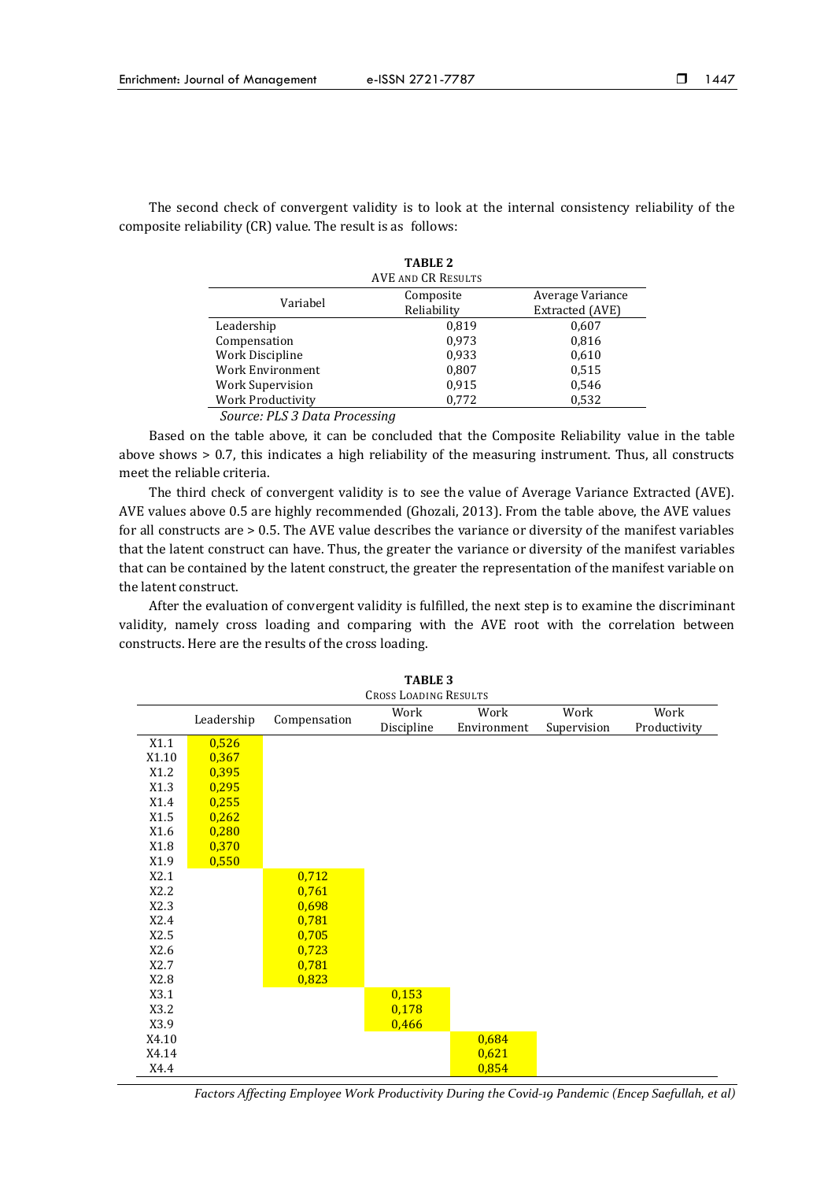The second check of convergent validity is to look at the internal consistency reliability of the composite reliability (CR) value. The result is as follows:

**TABLE 2**
AVE AND CR RESULTS

| Variabel | Composite Reliability | Average Variance Extracted (AVE) |
|---|---|---|
| Leadership | 0,819 | 0,607 |
| Compensation | 0,973 | 0,816 |
| Work Discipline | 0,933 | 0,610 |
| Work Environment | 0,807 | 0,515 |
| Work Supervision | 0,915 | 0,546 |
| Work Productivity | 0,772 | 0,532 |

*Source: PLS 3 Data Processing*

Based on the table above, it can be concluded that the Composite Reliability value in the table above shows > 0.7, this indicates a high reliability of the measuring instrument. Thus, all constructs meet the reliable criteria.

The third check of convergent validity is to see the value of Average Variance Extracted (AVE). AVE values above 0.5 are highly recommended (Ghozali, 2013). From the table above, the AVE values for all constructs are > 0.5. The AVE value describes the variance or diversity of the manifest variables that the latent construct can have. Thus, the greater the variance or diversity of the manifest variables that can be contained by the latent construct, the greater the representation of the manifest variable on the latent construct.

After the evaluation of convergent validity is fulfilled, the next step is to examine the discriminant validity, namely cross loading and comparing with the AVE root with the correlation between constructs. Here are the results of the cross loading.

**TABLE 3**
CROSS LOADING RESULTS

| | Leadership | Compensation | Work Discipline | Work Environment | Work Supervision | Work Productivity |
|---|---|---|---|---|---|---|
| X1.1 | 0,526 | | | | | |
| X1.10 | 0,367 | | | | | |
| X1.2 | 0,395 | | | | | |
| X1.3 | 0,295 | | | | | |
| X1.4 | 0,255 | | | | | |
| X1.5 | 0,262 | | | | | |
| X1.6 | 0,280 | | | | | |
| X1.8 | 0,370 | | | | | |
| X1.9 | 0,550 | | | | | |
| X2.1 | | 0,712 | | | | |
| X2.2 | | 0,761 | | | | |
| X2.3 | | 0,698 | | | | |
| X2.4 | | 0,781 | | | | |
| X2.5 | | 0,705 | | | | |
| X2.6 | | 0,723 | | | | |
| X2.7 | | 0,781 | | | | |
| X2.8 | | 0,823 | | | | |
| X3.1 | | | 0,153 | | | |
| X3.2 | | | 0,178 | | | |
| X3.9 | | | 0,466 | | | |
| X4.10 | | | | 0,684 | | |
| X4.14 | | | | 0,621 | | |
| X4.4 | | | | 0,854 | | |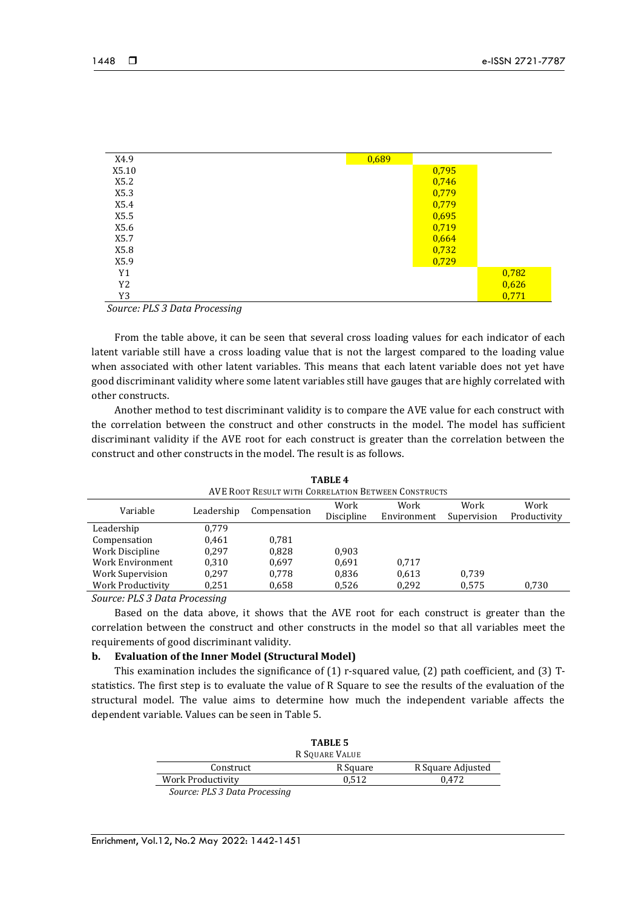| | | | | | | |
|---|---|---|---|---|---|---|
| X4.9 | | | | 0,689 | | |
| X5.10 | | | | | 0,795 | |
| X5.2 | | | | | 0,746 | |
| X5.3 | | | | | 0,779 | |
| X5.4 | | | | | 0,779 | |
| X5.5 | | | | | 0,695 | |
| X5.6 | | | | | 0,719 | |
| X5.7 | | | | | 0,664 | |
| X5.8 | | | | | 0,732 | |
| X5.9 | | | | | 0,729 | |
| Y1 | | | | | | 0,782 |
| Y2 | | | | | | 0,626 |
| Y3 | | | | | | 0,771 |

*Source: PLS 3 Data Processing*

From the table above, it can be seen that several cross loading values for each indicator of each latent variable still have a cross loading value that is not the largest compared to the loading value when associated with other latent variables. This means that each latent variable does not yet have good discriminant validity where some latent variables still have gauges that are highly correlated with other constructs.

Another method to test discriminant validity is to compare the AVE value for each construct with the correlation between the construct and other constructs in the model. The model has sufficient discriminant validity if the AVE root for each construct is greater than the correlation between the construct and other constructs in the model. The result is as follows.

**TABLE 4**
AVE ROOT RESULT WITH CORRELATION BETWEEN CONSTRUCTS

| Variable | Leadership | Compensation | Work Discipline | Work Environment | Work Supervision | Work Productivity |
|---|---|---|---|---|---|---|
| Leadership | 0,779 | | | | | |
| Compensation | 0,461 | 0,781 | | | | |
| Work Discipline | 0,297 | 0,828 | 0,903 | | | |
| Work Environment | 0,310 | 0,697 | 0,691 | 0,717 | | |
| Work Supervision | 0,297 | 0,778 | 0,836 | 0,613 | 0,739 | |
| Work Productivity | 0,251 | 0,658 | 0,526 | 0,292 | 0,575 | 0,730 |

*Source: PLS 3 Data Processing*

Based on the data above, it shows that the AVE root for each construct is greater than the correlation between the construct and other constructs in the model so that all variables meet the requirements of good discriminant validity.

**b. Evaluation of the Inner Model (Structural Model)**

This examination includes the significance of (1) r-squared value, (2) path coefficient, and (3) T-statistics. The first step is to evaluate the value of R Square to see the results of the evaluation of the structural model. The value aims to determine how much the independent variable affects the dependent variable. Values can be seen in Table 5.

**TABLE 5**
R SQUARE VALUE

| Construct | R Square | R Square Adjusted |
|---|---|---|
| Work Productivity | 0,512 | 0,472 |

*Source: PLS 3 Data Processing*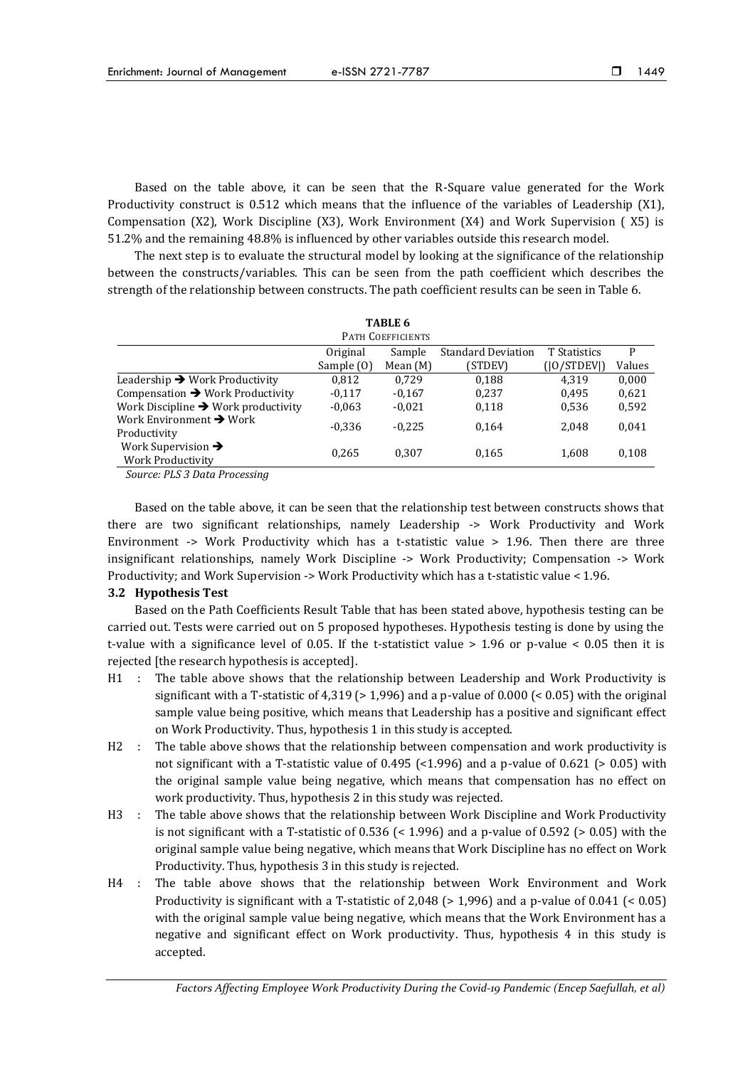Based on the table above, it can be seen that the R-Square value generated for the Work Productivity construct is 0.512 which means that the influence of the variables of Leadership (X1), Compensation (X2), Work Discipline (X3), Work Environment (X4) and Work Supervision ( X5) is 51.2% and the remaining 48.8% is influenced by other variables outside this research model.

The next step is to evaluate the structural model by looking at the significance of the relationship between the constructs/variables. This can be seen from the path coefficient which describes the strength of the relationship between constructs. The path coefficient results can be seen in Table 6.

**TABLE 6**
PATH COEFFICIENTS

| | Original Sample (O) | Sample Mean (M) | Standard Deviation (STDEV) | T Statistics (\|O/STDEV\|) | P Values |
|---|---|---|---|---|---|
| Leadership → Work Productivity | 0,812 | 0,729 | 0,188 | 4,319 | 0,000 |
| Compensation → Work Productivity | -0,117 | -0,167 | 0,237 | 0,495 | 0,621 |
| Work Discipline → Work productivity | -0,063 | -0,021 | 0,118 | 0,536 | 0,592 |
| Work Environment → Work Productivity | -0,336 | -0,225 | 0,164 | 2,048 | 0,041 |
| Work Supervision → Work Productivity | 0,265 | 0,307 | 0,165 | 1,608 | 0,108 |

*Source: PLS 3 Data Processing*

Based on the table above, it can be seen that the relationship test between constructs shows that there are two significant relationships, namely Leadership -> Work Productivity and Work Environment -> Work Productivity which has a t-statistic value > 1.96. Then there are three insignificant relationships, namely Work Discipline -> Work Productivity; Compensation -> Work Productivity; and Work Supervision -> Work Productivity which has a t-statistic value < 1.96.

### 3.2 Hypothesis Test

Based on the Path Coefficients Result Table that has been stated above, hypothesis testing can be carried out. Tests were carried out on 5 proposed hypotheses. Hypothesis testing is done by using the t-value with a significance level of 0.05. If the t-statistict value > 1.96 or p-value < 0.05 then it is rejected [the research hypothesis is accepted].

- H1 : The table above shows that the relationship between Leadership and Work Productivity is significant with a T-statistic of 4,319 (> 1,996) and a p-value of 0.000 (< 0.05) with the original sample value being positive, which means that Leadership has a positive and significant effect on Work Productivity. Thus, hypothesis 1 in this study is accepted.
- H2 : The table above shows that the relationship between compensation and work productivity is not significant with a T-statistic value of 0.495 (<1.996) and a p-value of 0.621 (> 0.05) with the original sample value being negative, which means that compensation has no effect on work productivity. Thus, hypothesis 2 in this study was rejected.
- H3 : The table above shows that the relationship between Work Discipline and Work Productivity is not significant with a T-statistic of 0.536 (< 1.996) and a p-value of 0.592 (> 0.05) with the original sample value being negative, which means that Work Discipline has no effect on Work Productivity. Thus, hypothesis 3 in this study is rejected.
- H4 : The table above shows that the relationship between Work Environment and Work Productivity is significant with a T-statistic of 2,048 (> 1,996) and a p-value of 0.041 (< 0.05) with the original sample value being negative, which means that the Work Environment has a negative and significant effect on Work productivity. Thus, hypothesis 4 in this study is accepted.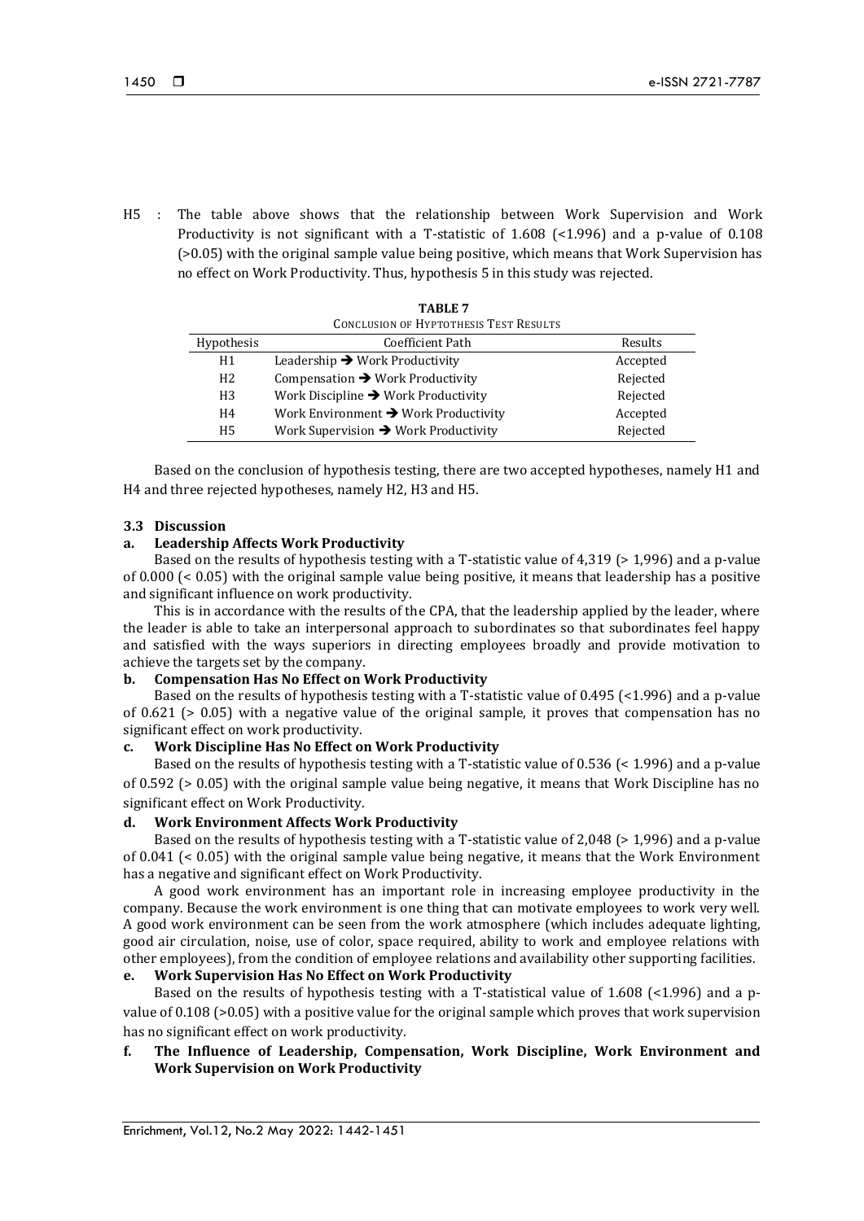H5 : The table above shows that the relationship between Work Supervision and Work Productivity is not significant with a T-statistic of 1.608 (<1.996) and a p-value of 0.108 (>0.05) with the original sample value being positive, which means that Work Supervision has no effect on Work Productivity. Thus, hypothesis 5 in this study was rejected.

**TABLE 7**
CONCLUSION OF HYPTOTHESIS TEST RESULTS

| Hypothesis | Coefficient Path | Results |
| --- | --- | --- |
| H1 | Leadership ➔ Work Productivity | Accepted |
| H2 | Compensation ➔ Work Productivity | Rejected |
| H3 | Work Discipline ➔ Work Productivity | Rejected |
| H4 | Work Environment ➔ Work Productivity | Accepted |
| H5 | Work Supervision ➔ Work Productivity | Rejected |

Based on the conclusion of hypothesis testing, there are two accepted hypotheses, namely H1 and H4 and three rejected hypotheses, namely H2, H3 and H5.

### 3.3 Discussion

#### a. Leadership Affects Work Productivity

Based on the results of hypothesis testing with a T-statistic value of 4,319 (> 1,996) and a p-value of 0.000 (< 0.05) with the original sample value being positive, it means that leadership has a positive and significant influence on work productivity.

This is in accordance with the results of the CPA, that the leadership applied by the leader, where the leader is able to take an interpersonal approach to subordinates so that subordinates feel happy and satisfied with the ways superiors in directing employees broadly and provide motivation to achieve the targets set by the company.

#### b. Compensation Has No Effect on Work Productivity

Based on the results of hypothesis testing with a T-statistic value of 0.495 (<1.996) and a p-value of 0.621 (> 0.05) with a negative value of the original sample, it proves that compensation has no significant effect on work productivity.

#### c. Work Discipline Has No Effect on Work Productivity

Based on the results of hypothesis testing with a T-statistic value of 0.536 (< 1.996) and a p-value of 0.592 (> 0.05) with the original sample value being negative, it means that Work Discipline has no significant effect on Work Productivity.

#### d. Work Environment Affects Work Productivity

Based on the results of hypothesis testing with a T-statistic value of 2,048 (> 1,996) and a p-value of 0.041 (< 0.05) with the original sample value being negative, it means that the Work Environment has a negative and significant effect on Work Productivity.

A good work environment has an important role in increasing employee productivity in the company. Because the work environment is one thing that can motivate employees to work very well. A good work environment can be seen from the work atmosphere (which includes adequate lighting, good air circulation, noise, use of color, space required, ability to work and employee relations with other employees), from the condition of employee relations and availability other supporting facilities.

#### e. Work Supervision Has No Effect on Work Productivity

Based on the results of hypothesis testing with a T-statistical value of 1.608 (<1.996) and a p-value of 0.108 (>0.05) with a positive value for the original sample which proves that work supervision has no significant effect on work productivity.

#### f. The Influence of Leadership, Compensation, Work Discipline, Work Environment and Work Supervision on Work Productivity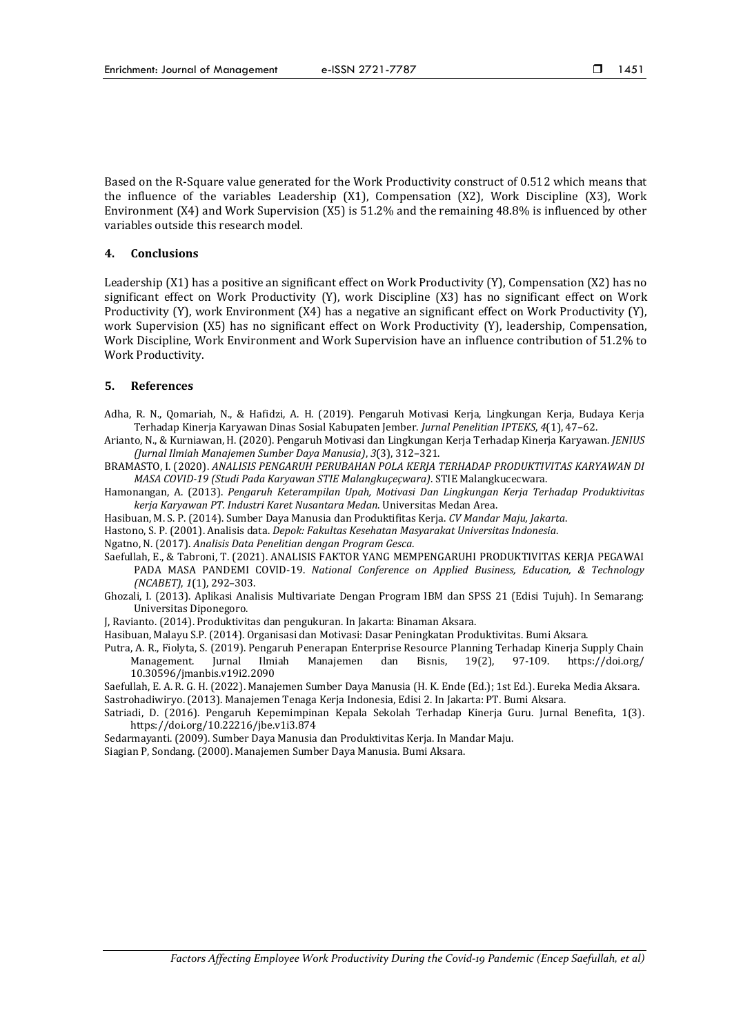Based on the R-Square value generated for the Work Productivity construct of 0.512 which means that the influence of the variables Leadership (X1), Compensation (X2), Work Discipline (X3), Work Environment (X4) and Work Supervision (X5) is 51.2% and the remaining 48.8% is influenced by other variables outside this research model.

## 4. Conclusions

Leadership (X1) has a positive an significant effect on Work Productivity (Y), Compensation (X2) has no significant effect on Work Productivity (Y), work Discipline (X3) has no significant effect on Work Productivity (Y), work Environment (X4) has a negative an significant effect on Work Productivity (Y), work Supervision (X5) has no significant effect on Work Productivity (Y), leadership, Compensation, Work Discipline, Work Environment and Work Supervision have an influence contribution of 51.2% to Work Productivity.

## 5. References

Adha, R. N., Qomariah, N., & Hafidzi, A. H. (2019). Pengaruh Motivasi Kerja, Lingkungan Kerja, Budaya Kerja Terhadap Kinerja Karyawan Dinas Sosial Kabupaten Jember. *Jurnal Penelitian IPTEKS*, *4*(1), 47–62.

Arianto, N., & Kurniawan, H. (2020). Pengaruh Motivasi dan Lingkungan Kerja Terhadap Kinerja Karyawan. *JENIUS (Jurnal Ilmiah Manajemen Sumber Daya Manusia)*, *3*(3), 312–321.

BRAMASTO, I. (2020). *ANALISIS PENGARUH PERUBAHAN POLA KERJA TERHADAP PRODUKTIVITAS KARYAWAN DI MASA COVID-19 (Studi Pada Karyawan STIE Malangkuçeçwara)*. STIE Malangkucecwara.

Hamonangan, A. (2013). *Pengaruh Keterampilan Upah, Motivasi Dan Lingkungan Kerja Terhadap Produktivitas kerja Karyawan PT. Industri Karet Nusantara Medan*. Universitas Medan Area.

Hasibuan, M. S. P. (2014). Sumber Daya Manusia dan Produktifitas Kerja. *CV Mandar Maju, Jakarta*.

Hastono, S. P. (2001). Analisis data. *Depok: Fakultas Kesehatan Masyarakat Universitas Indonesia*.

Ngatno, N. (2017). *Analisis Data Penelitian dengan Program Gesca*.

Saefullah, E., & Tabroni, T. (2021). ANALISIS FAKTOR YANG MEMPENGARUHI PRODUKTIVITAS KERJA PEGAWAI PADA MASA PANDEMI COVID-19. *National Conference on Applied Business, Education, & Technology (NCABET)*, *1*(1), 292–303.

Ghozali, I. (2013). Aplikasi Analisis Multivariate Dengan Program IBM dan SPSS 21 (Edisi Tujuh). In Semarang: Universitas Diponegoro.

J, Ravianto. (2014). Produktivitas dan pengukuran. In Jakarta: Binaman Aksara.

Hasibuan, Malayu S.P. (2014). Organisasi dan Motivasi: Dasar Peningkatan Produktivitas. Bumi Aksara.

Putra, A. R., Fiolyta, S. (2019). Pengaruh Penerapan Enterprise Resource Planning Terhadap Kinerja Supply Chain Management. Jurnal Ilmiah Manajemen dan Bisnis, 19(2), 97-109. https://doi.org/ 10.30596/jmanbis.v19i2.2090

Saefullah, E. A. R. G. H. (2022). Manajemen Sumber Daya Manusia (H. K. Ende (Ed.); 1st Ed.). Eureka Media Aksara.

Sastrohadiwiryo. (2013). Manajemen Tenaga Kerja Indonesia, Edisi 2. In Jakarta: PT. Bumi Aksara.

Satriadi, D. (2016). Pengaruh Kepemimpinan Kepala Sekolah Terhadap Kinerja Guru. Jurnal Benefita, 1(3). https://doi.org/10.22216/jbe.v1i3.874

Sedarmayanti. (2009). Sumber Daya Manusia dan Produktivitas Kerja. In Mandar Maju.

Siagian P, Sondang. (2000). Manajemen Sumber Daya Manusia. Bumi Aksara.